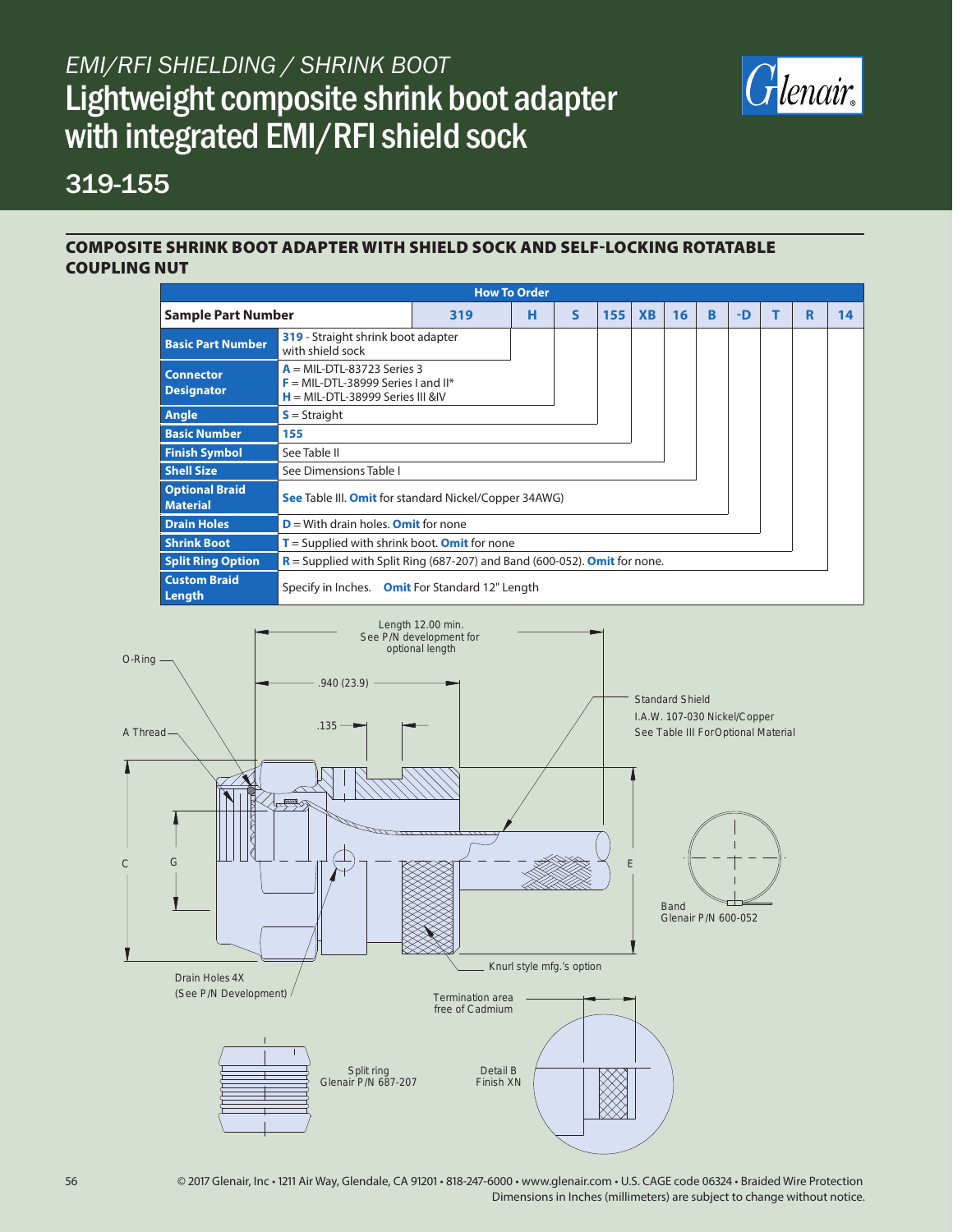# EMI/RFI SHIELDING / SHRINK BOOT

# Lightweight composite shrink boot adapter with integrated EMI/RFI shield sock

## 319-155

### COMPOSITE SHRINK BOOT ADAPTER WITH SHIELD SOCK AND SELF-LOCKING ROTATABLE COUPLING NUT

**How To Order**

| Sample Part Number | 319 | H | S | 155 | XB | 16 | B | -D | T | R | 14 |
|---|---|---|---|---|---|---|---|---|---|---|---|
| **Basic Part Number** | **319** - Straight shrink boot adapter with shield sock | | | | | | | | | | |
| **Connector Designator** | **A** = MIL-DTL-83723 Series 3<br>**F** = MIL-DTL-38999 Series I and II*<br>**H** = MIL-DTL-38999 Series III &IV | | | | | | | | | | |
| **Angle** | **S** = Straight | | | | | | | | | | |
| **Basic Number** | **155** | | | | | | | | | | |
| **Finish Symbol** | See Table II | | | | | | | | | | |
| **Shell Size** | See Dimensions Table I | | | | | | | | | | |
| **Optional Braid Material** | **See** Table III. **Omit** for standard Nickel/Copper 34AWG) | | | | | | | | | | |
| **Drain Holes** | **D** = With drain holes. **Omit** for none | | | | | | | | | | |
| **Shrink Boot** | **T** = Supplied with shrink boot. **Omit** for none | | | | | | | | | | |
| **Split Ring Option** | **R** = Supplied with Split Ring (687-207) and Band (600-052). **Omit** for none. | | | | | | | | | | |
| **Custom Braid Length** | Specify in Inches. **Omit** For Standard 12" Length | | | | | | | | | | |

Length 12.00 min. See P/N development for optional length

.940 (23.9)

.135

O-Ring

A Thread

C

G

E

Standard Shield I.A.W. 107-030 Nickel/Copper See Table III For Optional Material

Band Glenair P/N 600-052

Knurl style mfg.'s option

Drain Holes 4X (See P/N Development)

Termination area free of Cadmium

Split ring Glenair P/N 687-207

Detail B Finish XN

© 2017 Glenair, Inc • 1211 Air Way, Glendale, CA 91201 • 818-247-6000 • www.glenair.com • U.S. CAGE code 06324 • Braided Wire Protection

Dimensions in Inches (millimeters) are subject to change without notice.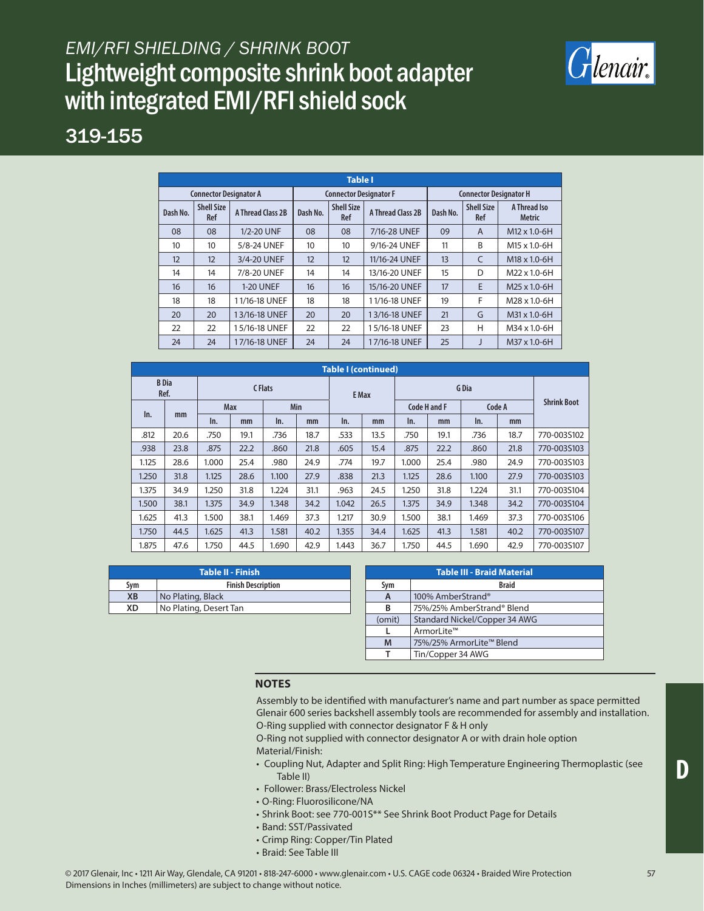*EMI/RFI SHIELDING / SHRINK BOOT*

# Lightweight composite shrink boot adapter with integrated EMI/RFI shield sock

## 319-155

**Table I**

| Connector Designator A | | | Connector Designator F | | | Connector Designator H | | |
|---|---|---|---|---|---|---|---|---|
| Dash No. | Shell Size Ref | A Thread Class 2B | Dash No. | Shell Size Ref | A Thread Class 2B | Dash No. | Shell Size Ref | A Thread Iso Metric |
| 08 | 08 | 1/2-20 UNF | 08 | 08 | 7/16-28 UNEF | 09 | A | M12 x 1.0-6H |
| 10 | 10 | 5/8-24 UNEF | 10 | 10 | 9/16-24 UNEF | 11 | B | M15 x 1.0-6H |
| 12 | 12 | 3/4-20 UNEF | 12 | 12 | 11/16-24 UNEF | 13 | C | M18 x 1.0-6H |
| 14 | 14 | 7/8-20 UNEF | 14 | 14 | 13/16-20 UNEF | 15 | D | M22 x 1.0-6H |
| 16 | 16 | 1-20 UNEF | 16 | 16 | 15/16-20 UNEF | 17 | E | M25 x 1.0-6H |
| 18 | 18 | 1 1/16-18 UNEF | 18 | 18 | 1 1/16-18 UNEF | 19 | F | M28 x 1.0-6H |
| 20 | 20 | 1 3/16-18 UNEF | 20 | 20 | 1 3/16-18 UNEF | 21 | G | M31 x 1.0-6H |
| 22 | 22 | 1 5/16-18 UNEF | 22 | 22 | 1 5/16-18 UNEF | 23 | H | M34 x 1.0-6H |
| 24 | 24 | 1 7/16-18 UNEF | 24 | 24 | 1 7/16-18 UNEF | 25 | J | M37 x 1.0-6H |

**Table I (continued)**

| B Dia Ref. | | C Flats | | | | E Max | | G Dia | | | | Shrink Boot |
|---|---|---|---|---|---|---|---|---|---|---|---|---|
| | | Max | | Min | | | | Code H and F | | Code A | | |
| In. | mm | In. | mm | In. | mm | In. | mm | In. | mm | In. | mm | |
| .812 | 20.6 | .750 | 19.1 | .736 | 18.7 | .533 | 13.5 | .750 | 19.1 | .736 | 18.7 | 770-003S102 |
| .938 | 23.8 | .875 | 22.2 | .860 | 21.8 | .605 | 15.4 | .875 | 22.2 | .860 | 21.8 | 770-003S103 |
| 1.125 | 28.6 | 1.000 | 25.4 | .980 | 24.9 | .774 | 19.7 | 1.000 | 25.4 | .980 | 24.9 | 770-003S103 |
| 1.250 | 31.8 | 1.125 | 28.6 | 1.100 | 27.9 | .838 | 21.3 | 1.125 | 28.6 | 1.100 | 27.9 | 770-003S103 |
| 1.375 | 34.9 | 1.250 | 31.8 | 1.224 | 31.1 | .963 | 24.5 | 1.250 | 31.8 | 1.224 | 31.1 | 770-003S104 |
| 1.500 | 38.1 | 1.375 | 34.9 | 1.348 | 34.2 | 1.042 | 26.5 | 1.375 | 34.9 | 1.348 | 34.2 | 770-003S104 |
| 1.625 | 41.3 | 1.500 | 38.1 | 1.469 | 37.3 | 1.217 | 30.9 | 1.500 | 38.1 | 1.469 | 37.3 | 770-003S106 |
| 1.750 | 44.5 | 1.625 | 41.3 | 1.581 | 40.2 | 1.355 | 34.4 | 1.625 | 41.3 | 1.581 | 40.2 | 770-003S107 |
| 1.875 | 47.6 | 1.750 | 44.5 | 1.690 | 42.9 | 1.443 | 36.7 | 1.750 | 44.5 | 1.690 | 42.9 | 770-003S107 |

**Table II - Finish**

| Sym | Finish Description |
|---|---|
| XB | No Plating, Black |
| XD | No Plating, Desert Tan |

**Table III - Braid Material**

| Sym | Braid |
|---|---|
| A | 100% AmberStrand® |
| B | 75%/25% AmberStrand® Blend |
| (omit) | Standard Nickel/Copper 34 AWG |
| L | ArmorLite™ |
| M | 75%/25% ArmorLite™ Blend |
| T | Tin/Copper 34 AWG |

### NOTES

Assembly to be identified with manufacturer's name and part number as space permitted
Glenair 600 series backshell assembly tools are recommended for assembly and installation.
O-Ring supplied with connector designator F & H only
O-Ring not supplied with connector designator A or with drain hole option
Material/Finish:

- Coupling Nut, Adapter and Split Ring: High Temperature Engineering Thermoplastic (see Table II)
- Follower: Brass/Electroless Nickel
- O-Ring: Fluorosilicone/NA
- Shrink Boot: see 770-001S** See Shrink Boot Product Page for Details
- Band: SST/Passivated
- Crimp Ring: Copper/Tin Plated
- Braid: See Table III

© 2017 Glenair, Inc • 1211 Air Way, Glendale, CA 91201 • 818-247-6000 • www.glenair.com • U.S. CAGE code 06324 • Braided Wire Protection
Dimensions in Inches (millimeters) are subject to change without notice.